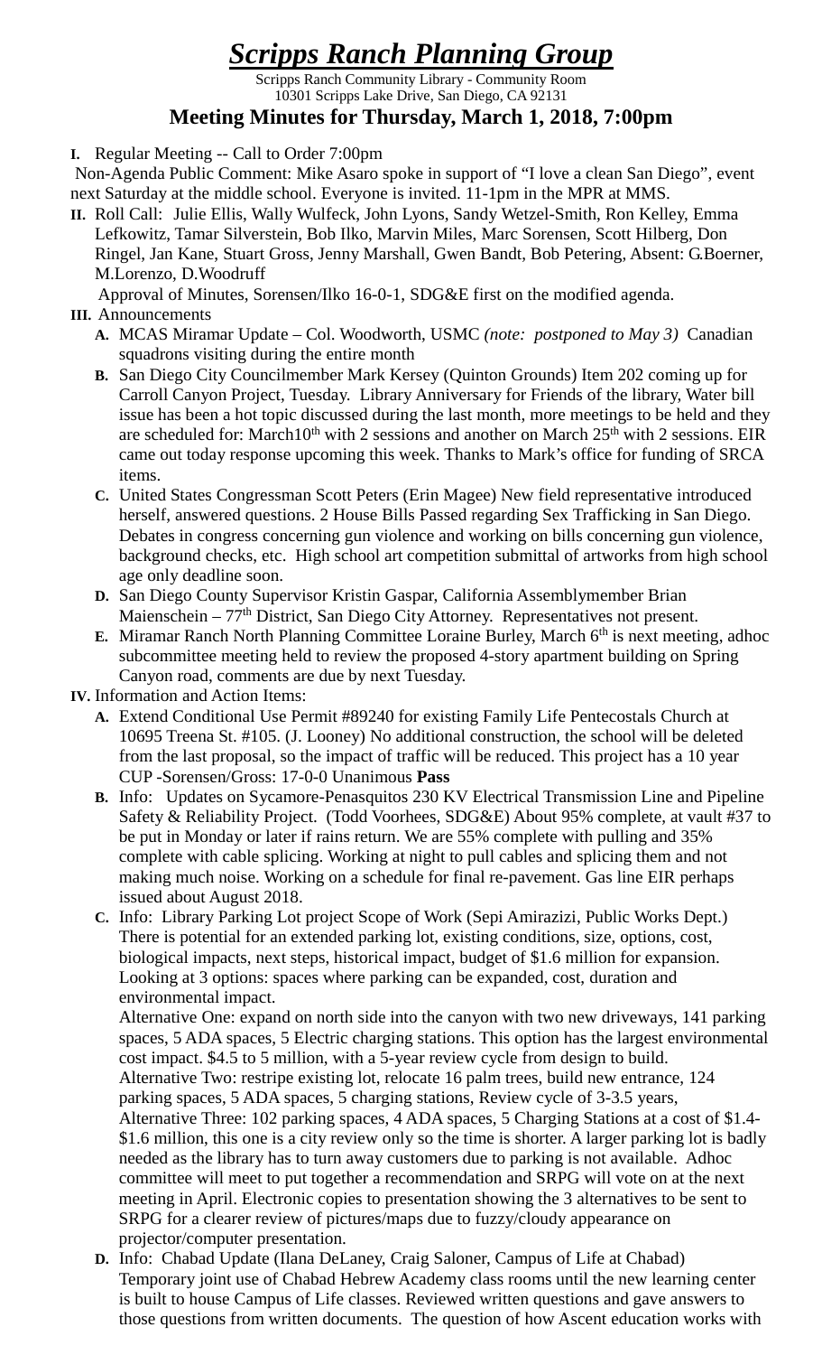# *Scripps Ranch Planning Group*

Scripps Ranch Community Library - Community Room
10301 Scripps Lake Drive, San Diego, CA 92131

## Meeting Minutes for Thursday, March 1, 2018, 7:00pm

**I.** Regular Meeting -- Call to Order 7:00pm

Non-Agenda Public Comment: Mike Asaro spoke in support of "I love a clean San Diego", event next Saturday at the middle school. Everyone is invited. 11-1pm in the MPR at MMS.

**II.** Roll Call: Julie Ellis, Wally Wulfeck, John Lyons, Sandy Wetzel-Smith, Ron Kelley, Emma Lefkowitz, Tamar Silverstein, Bob Ilko, Marvin Miles, Marc Sorensen, Scott Hilberg, Don Ringel, Jan Kane, Stuart Gross, Jenny Marshall, Gwen Bandt, Bob Petering, Absent: G.Boerner, M.Lorenzo, D.Woodruff

Approval of Minutes, Sorensen/Ilko 16-0-1, SDG&E first on the modified agenda.

**III.** Announcements

**A.** MCAS Miramar Update – Col. Woodworth, USMC *(note: postponed to May 3)* Canadian squadrons visiting during the entire month

**B.** San Diego City Councilmember Mark Kersey (Quinton Grounds) Item 202 coming up for Carroll Canyon Project, Tuesday. Library Anniversary for Friends of the library, Water bill issue has been a hot topic discussed during the last month, more meetings to be held and they are scheduled for: March10th with 2 sessions and another on March 25th with 2 sessions. EIR came out today response upcoming this week. Thanks to Mark's office for funding of SRCA items.

**C.** United States Congressman Scott Peters (Erin Magee) New field representative introduced herself, answered questions. 2 House Bills Passed regarding Sex Trafficking in San Diego. Debates in congress concerning gun violence and working on bills concerning gun violence, background checks, etc. High school art competition submittal of artworks from high school age only deadline soon.

**D.** San Diego County Supervisor Kristin Gaspar, California Assemblymember Brian Maienschein – 77th District, San Diego City Attorney. Representatives not present.

**E.** Miramar Ranch North Planning Committee Loraine Burley, March 6th is next meeting, adhoc subcommittee meeting held to review the proposed 4-story apartment building on Spring Canyon road, comments are due by next Tuesday.

**IV.** Information and Action Items:

**A.** Extend Conditional Use Permit #89240 for existing Family Life Pentecostals Church at 10695 Treena St. #105. (J. Looney) No additional construction, the school will be deleted from the last proposal, so the impact of traffic will be reduced. This project has a 10 year CUP -Sorensen/Gross: 17-0-0 Unanimous **Pass**

**B.** Info: Updates on Sycamore-Penasquitos 230 KV Electrical Transmission Line and Pipeline Safety & Reliability Project. (Todd Voorhees, SDG&E) About 95% complete, at vault #37 to be put in Monday or later if rains return. We are 55% complete with pulling and 35% complete with cable splicing. Working at night to pull cables and splicing them and not making much noise. Working on a schedule for final re-pavement. Gas line EIR perhaps issued about August 2018.

**C.** Info: Library Parking Lot project Scope of Work (Sepi Amirazizi, Public Works Dept.) There is potential for an extended parking lot, existing conditions, size, options, cost, biological impacts, next steps, historical impact, budget of $1.6 million for expansion. Looking at 3 options: spaces where parking can be expanded, cost, duration and environmental impact.

Alternative One: expand on north side into the canyon with two new driveways, 141 parking spaces, 5 ADA spaces, 5 Electric charging stations. This option has the largest environmental cost impact. $4.5 to 5 million, with a 5-year review cycle from design to build.
Alternative Two: restripe existing lot, relocate 16 palm trees, build new entrance, 124 parking spaces, 5 ADA spaces, 5 charging stations, Review cycle of 3-3.5 years,
Alternative Three: 102 parking spaces, 4 ADA spaces, 5 Charging Stations at a cost of $1.4-$1.6 million, this one is a city review only so the time is shorter. A larger parking lot is badly needed as the library has to turn away customers due to parking is not available. Adhoc committee will meet to put together a recommendation and SRPG will vote on at the next meeting in April. Electronic copies to presentation showing the 3 alternatives to be sent to SRPG for a clearer review of pictures/maps due to fuzzy/cloudy appearance on projector/computer presentation.

**D.** Info: Chabad Update (Ilana DeLaney, Craig Saloner, Campus of Life at Chabad) Temporary joint use of Chabad Hebrew Academy class rooms until the new learning center is built to house Campus of Life classes. Reviewed written questions and gave answers to those questions from written documents. The question of how Ascent education works with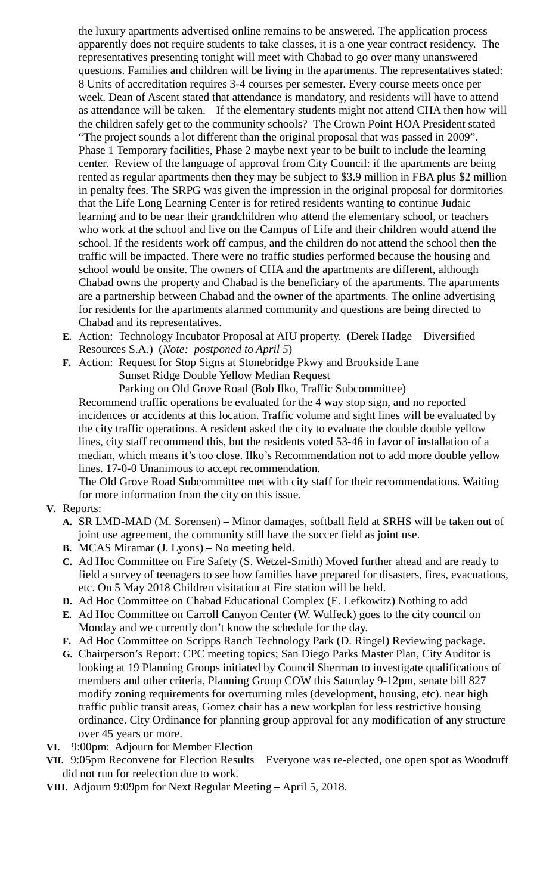the luxury apartments advertised online remains to be answered. The application process apparently does not require students to take classes, it is a one year contract residency. The representatives presenting tonight will meet with Chabad to go over many unanswered questions. Families and children will be living in the apartments. The representatives stated: 8 Units of accreditation requires 3-4 courses per semester. Every course meets once per week. Dean of Ascent stated that attendance is mandatory, and residents will have to attend as attendance will be taken. If the elementary students might not attend CHA then how will the children safely get to the community schools? The Crown Point HOA President stated "The project sounds a lot different than the original proposal that was passed in 2009". Phase 1 Temporary facilities, Phase 2 maybe next year to be built to include the learning center. Review of the language of approval from City Council: if the apartments are being rented as regular apartments then they may be subject to $3.9 million in FBA plus $2 million in penalty fees. The SRPG was given the impression in the original proposal for dormitories that the Life Long Learning Center is for retired residents wanting to continue Judaic learning and to be near their grandchildren who attend the elementary school, or teachers who work at the school and live on the Campus of Life and their children would attend the school. If the residents work off campus, and the children do not attend the school then the traffic will be impacted. There were no traffic studies performed because the housing and school would be onsite. The owners of CHA and the apartments are different, although Chabad owns the property and Chabad is the beneficiary of the apartments. The apartments are a partnership between Chabad and the owner of the apartments. The online advertising for residents for the apartments alarmed community and questions are being directed to Chabad and its representatives.

- **E.** Action: Technology Incubator Proposal at AIU property. (Derek Hadge – Diversified Resources S.A.) (*Note: postponed to April 5*)
- **F.** Action: Request for Stop Signs at Stonebridge Pkwy and Brookside Lane
  Sunset Ridge Double Yellow Median Request
  Parking on Old Grove Road (Bob Ilko, Traffic Subcommittee)
  
  Recommend traffic operations be evaluated for the 4 way stop sign, and no reported incidences or accidents at this location. Traffic volume and sight lines will be evaluated by the city traffic operations. A resident asked the city to evaluate the double double yellow lines, city staff recommend this, but the residents voted 53-46 in favor of installation of a median, which means it's too close. Ilko's Recommendation not to add more double yellow lines. 17-0-0 Unanimous to accept recommendation.
  
  The Old Grove Road Subcommittee met with city staff for their recommendations. Waiting for more information from the city on this issue.

**V.** Reports:

- **A.** SR LMD-MAD (M. Sorensen) – Minor damages, softball field at SRHS will be taken out of joint use agreement, the community still have the soccer field as joint use.
- **B.** MCAS Miramar (J. Lyons) – No meeting held.
- **C.** Ad Hoc Committee on Fire Safety (S. Wetzel-Smith) Moved further ahead and are ready to field a survey of teenagers to see how families have prepared for disasters, fires, evacuations, etc. On 5 May 2018 Children visitation at Fire station will be held.
- **D.** Ad Hoc Committee on Chabad Educational Complex (E. Lefkowitz) Nothing to add
- **E.** Ad Hoc Committee on Carroll Canyon Center (W. Wulfeck) goes to the city council on Monday and we currently don't know the schedule for the day.
- **F.** Ad Hoc Committee on Scripps Ranch Technology Park (D. Ringel) Reviewing package.
- **G.** Chairperson's Report: CPC meeting topics; San Diego Parks Master Plan, City Auditor is looking at 19 Planning Groups initiated by Council Sherman to investigate qualifications of members and other criteria, Planning Group COW this Saturday 9-12pm, senate bill 827 modify zoning requirements for overturning rules (development, housing, etc). near high traffic public transit areas, Gomez chair has a new workplan for less restrictive housing ordinance. City Ordinance for planning group approval for any modification of any structure over 45 years or more.

**VI.** 9:00pm: Adjourn for Member Election

**VII.** 9:05pm Reconvene for Election Results Everyone was re-elected, one open spot as Woodruff did not run for reelection due to work.

**VIII.** Adjourn 9:09pm for Next Regular Meeting – April 5, 2018.